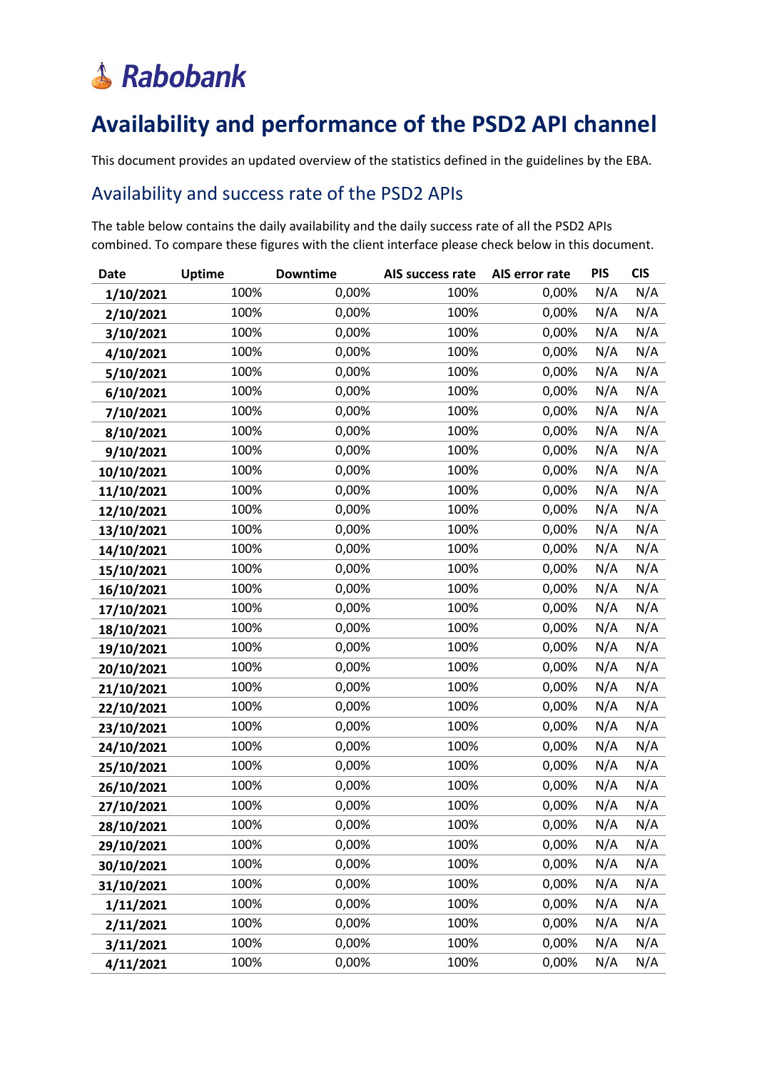Rabobank

# Availability and performance of the PSD2 API channel

This document provides an updated overview of the statistics defined in the guidelines by the EBA.

## Availability and success rate of the PSD2 APIs

The table below contains the daily availability and the daily success rate of all the PSD2 APIs combined. To compare these figures with the client interface please check below in this document.

| Date | Uptime | Downtime | AIS success rate | AIS error rate | PIS | CIS |
|---|---|---|---|---|---|---|
| 1/10/2021 | 100% | 0,00% | 100% | 0,00% | N/A | N/A |
| 2/10/2021 | 100% | 0,00% | 100% | 0,00% | N/A | N/A |
| 3/10/2021 | 100% | 0,00% | 100% | 0,00% | N/A | N/A |
| 4/10/2021 | 100% | 0,00% | 100% | 0,00% | N/A | N/A |
| 5/10/2021 | 100% | 0,00% | 100% | 0,00% | N/A | N/A |
| 6/10/2021 | 100% | 0,00% | 100% | 0,00% | N/A | N/A |
| 7/10/2021 | 100% | 0,00% | 100% | 0,00% | N/A | N/A |
| 8/10/2021 | 100% | 0,00% | 100% | 0,00% | N/A | N/A |
| 9/10/2021 | 100% | 0,00% | 100% | 0,00% | N/A | N/A |
| 10/10/2021 | 100% | 0,00% | 100% | 0,00% | N/A | N/A |
| 11/10/2021 | 100% | 0,00% | 100% | 0,00% | N/A | N/A |
| 12/10/2021 | 100% | 0,00% | 100% | 0,00% | N/A | N/A |
| 13/10/2021 | 100% | 0,00% | 100% | 0,00% | N/A | N/A |
| 14/10/2021 | 100% | 0,00% | 100% | 0,00% | N/A | N/A |
| 15/10/2021 | 100% | 0,00% | 100% | 0,00% | N/A | N/A |
| 16/10/2021 | 100% | 0,00% | 100% | 0,00% | N/A | N/A |
| 17/10/2021 | 100% | 0,00% | 100% | 0,00% | N/A | N/A |
| 18/10/2021 | 100% | 0,00% | 100% | 0,00% | N/A | N/A |
| 19/10/2021 | 100% | 0,00% | 100% | 0,00% | N/A | N/A |
| 20/10/2021 | 100% | 0,00% | 100% | 0,00% | N/A | N/A |
| 21/10/2021 | 100% | 0,00% | 100% | 0,00% | N/A | N/A |
| 22/10/2021 | 100% | 0,00% | 100% | 0,00% | N/A | N/A |
| 23/10/2021 | 100% | 0,00% | 100% | 0,00% | N/A | N/A |
| 24/10/2021 | 100% | 0,00% | 100% | 0,00% | N/A | N/A |
| 25/10/2021 | 100% | 0,00% | 100% | 0,00% | N/A | N/A |
| 26/10/2021 | 100% | 0,00% | 100% | 0,00% | N/A | N/A |
| 27/10/2021 | 100% | 0,00% | 100% | 0,00% | N/A | N/A |
| 28/10/2021 | 100% | 0,00% | 100% | 0,00% | N/A | N/A |
| 29/10/2021 | 100% | 0,00% | 100% | 0,00% | N/A | N/A |
| 30/10/2021 | 100% | 0,00% | 100% | 0,00% | N/A | N/A |
| 31/10/2021 | 100% | 0,00% | 100% | 0,00% | N/A | N/A |
| 1/11/2021 | 100% | 0,00% | 100% | 0,00% | N/A | N/A |
| 2/11/2021 | 100% | 0,00% | 100% | 0,00% | N/A | N/A |
| 3/11/2021 | 100% | 0,00% | 100% | 0,00% | N/A | N/A |
| 4/11/2021 | 100% | 0,00% | 100% | 0,00% | N/A | N/A |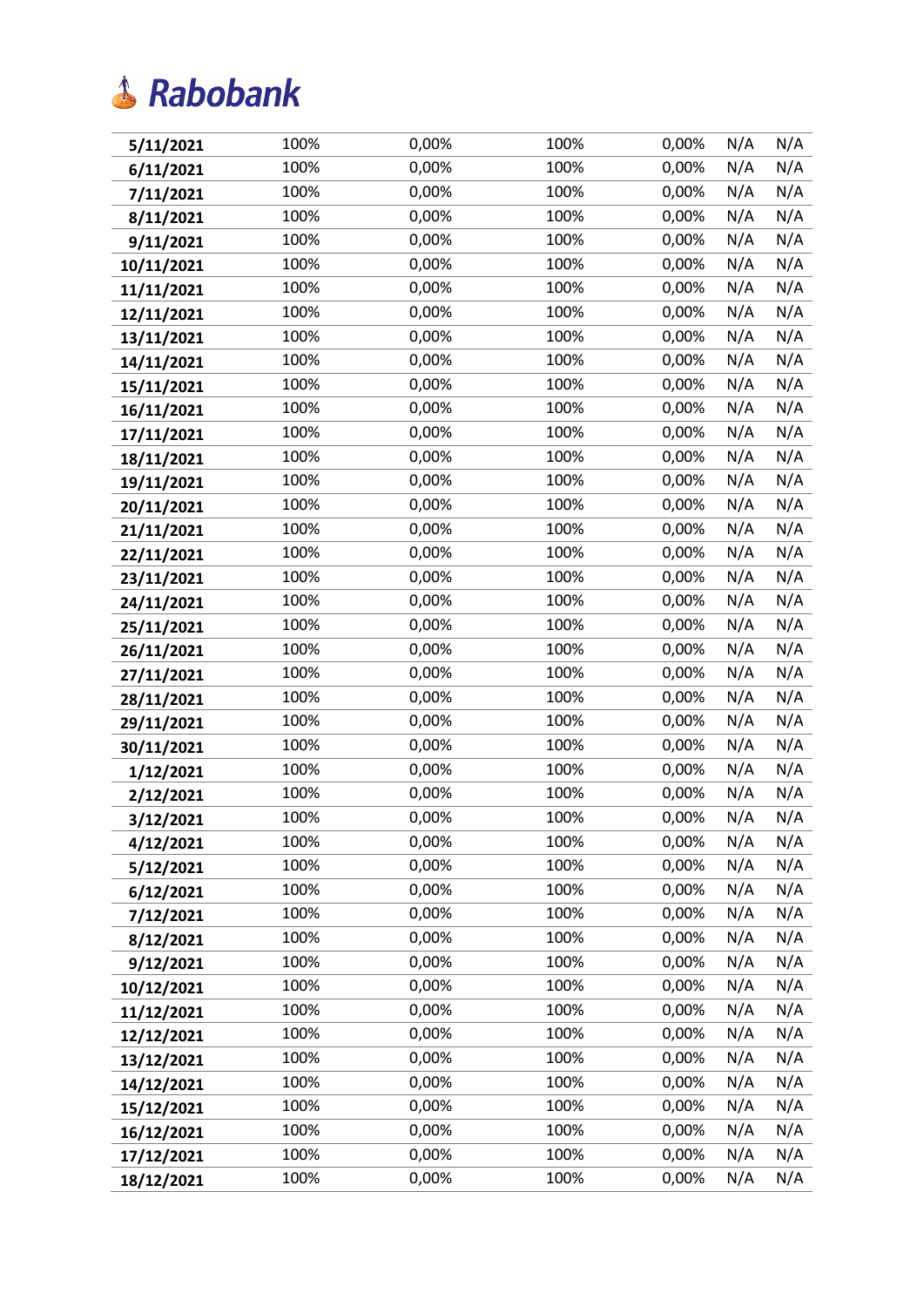Rabobank

| | | | | | | |
|---|---|---|---|---|---|---|
| 5/11/2021 | 100% | 0,00% | 100% | 0,00% | N/A | N/A |
| 6/11/2021 | 100% | 0,00% | 100% | 0,00% | N/A | N/A |
| 7/11/2021 | 100% | 0,00% | 100% | 0,00% | N/A | N/A |
| 8/11/2021 | 100% | 0,00% | 100% | 0,00% | N/A | N/A |
| 9/11/2021 | 100% | 0,00% | 100% | 0,00% | N/A | N/A |
| 10/11/2021 | 100% | 0,00% | 100% | 0,00% | N/A | N/A |
| 11/11/2021 | 100% | 0,00% | 100% | 0,00% | N/A | N/A |
| 12/11/2021 | 100% | 0,00% | 100% | 0,00% | N/A | N/A |
| 13/11/2021 | 100% | 0,00% | 100% | 0,00% | N/A | N/A |
| 14/11/2021 | 100% | 0,00% | 100% | 0,00% | N/A | N/A |
| 15/11/2021 | 100% | 0,00% | 100% | 0,00% | N/A | N/A |
| 16/11/2021 | 100% | 0,00% | 100% | 0,00% | N/A | N/A |
| 17/11/2021 | 100% | 0,00% | 100% | 0,00% | N/A | N/A |
| 18/11/2021 | 100% | 0,00% | 100% | 0,00% | N/A | N/A |
| 19/11/2021 | 100% | 0,00% | 100% | 0,00% | N/A | N/A |
| 20/11/2021 | 100% | 0,00% | 100% | 0,00% | N/A | N/A |
| 21/11/2021 | 100% | 0,00% | 100% | 0,00% | N/A | N/A |
| 22/11/2021 | 100% | 0,00% | 100% | 0,00% | N/A | N/A |
| 23/11/2021 | 100% | 0,00% | 100% | 0,00% | N/A | N/A |
| 24/11/2021 | 100% | 0,00% | 100% | 0,00% | N/A | N/A |
| 25/11/2021 | 100% | 0,00% | 100% | 0,00% | N/A | N/A |
| 26/11/2021 | 100% | 0,00% | 100% | 0,00% | N/A | N/A |
| 27/11/2021 | 100% | 0,00% | 100% | 0,00% | N/A | N/A |
| 28/11/2021 | 100% | 0,00% | 100% | 0,00% | N/A | N/A |
| 29/11/2021 | 100% | 0,00% | 100% | 0,00% | N/A | N/A |
| 30/11/2021 | 100% | 0,00% | 100% | 0,00% | N/A | N/A |
| 1/12/2021 | 100% | 0,00% | 100% | 0,00% | N/A | N/A |
| 2/12/2021 | 100% | 0,00% | 100% | 0,00% | N/A | N/A |
| 3/12/2021 | 100% | 0,00% | 100% | 0,00% | N/A | N/A |
| 4/12/2021 | 100% | 0,00% | 100% | 0,00% | N/A | N/A |
| 5/12/2021 | 100% | 0,00% | 100% | 0,00% | N/A | N/A |
| 6/12/2021 | 100% | 0,00% | 100% | 0,00% | N/A | N/A |
| 7/12/2021 | 100% | 0,00% | 100% | 0,00% | N/A | N/A |
| 8/12/2021 | 100% | 0,00% | 100% | 0,00% | N/A | N/A |
| 9/12/2021 | 100% | 0,00% | 100% | 0,00% | N/A | N/A |
| 10/12/2021 | 100% | 0,00% | 100% | 0,00% | N/A | N/A |
| 11/12/2021 | 100% | 0,00% | 100% | 0,00% | N/A | N/A |
| 12/12/2021 | 100% | 0,00% | 100% | 0,00% | N/A | N/A |
| 13/12/2021 | 100% | 0,00% | 100% | 0,00% | N/A | N/A |
| 14/12/2021 | 100% | 0,00% | 100% | 0,00% | N/A | N/A |
| 15/12/2021 | 100% | 0,00% | 100% | 0,00% | N/A | N/A |
| 16/12/2021 | 100% | 0,00% | 100% | 0,00% | N/A | N/A |
| 17/12/2021 | 100% | 0,00% | 100% | 0,00% | N/A | N/A |
| 18/12/2021 | 100% | 0,00% | 100% | 0,00% | N/A | N/A |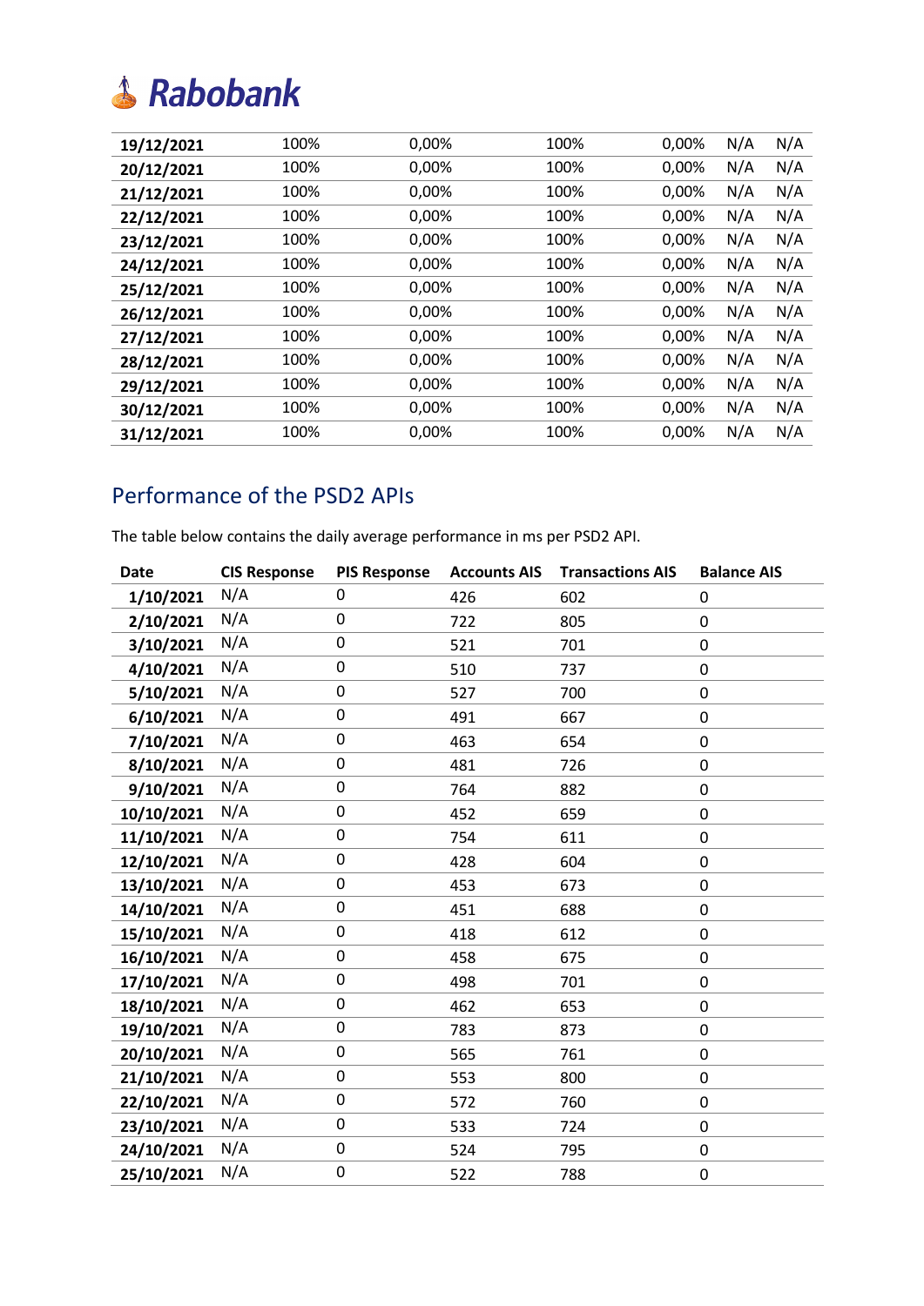| | | | | | | |
|---|---|---|---|---|---|---|
| **19/12/2021** | 100% | 0,00% | 100% | 0,00% | N/A | N/A |
| **20/12/2021** | 100% | 0,00% | 100% | 0,00% | N/A | N/A |
| **21/12/2021** | 100% | 0,00% | 100% | 0,00% | N/A | N/A |
| **22/12/2021** | 100% | 0,00% | 100% | 0,00% | N/A | N/A |
| **23/12/2021** | 100% | 0,00% | 100% | 0,00% | N/A | N/A |
| **24/12/2021** | 100% | 0,00% | 100% | 0,00% | N/A | N/A |
| **25/12/2021** | 100% | 0,00% | 100% | 0,00% | N/A | N/A |
| **26/12/2021** | 100% | 0,00% | 100% | 0,00% | N/A | N/A |
| **27/12/2021** | 100% | 0,00% | 100% | 0,00% | N/A | N/A |
| **28/12/2021** | 100% | 0,00% | 100% | 0,00% | N/A | N/A |
| **29/12/2021** | 100% | 0,00% | 100% | 0,00% | N/A | N/A |
| **30/12/2021** | 100% | 0,00% | 100% | 0,00% | N/A | N/A |
| **31/12/2021** | 100% | 0,00% | 100% | 0,00% | N/A | N/A |

## Performance of the PSD2 APIs

The table below contains the daily average performance in ms per PSD2 API.

| Date | CIS Response | PIS Response | Accounts AIS | Transactions AIS | Balance AIS |
|---|---|---|---|---|---|
| **1/10/2021** | N/A | 0 | 426 | 602 | 0 |
| **2/10/2021** | N/A | 0 | 722 | 805 | 0 |
| **3/10/2021** | N/A | 0 | 521 | 701 | 0 |
| **4/10/2021** | N/A | 0 | 510 | 737 | 0 |
| **5/10/2021** | N/A | 0 | 527 | 700 | 0 |
| **6/10/2021** | N/A | 0 | 491 | 667 | 0 |
| **7/10/2021** | N/A | 0 | 463 | 654 | 0 |
| **8/10/2021** | N/A | 0 | 481 | 726 | 0 |
| **9/10/2021** | N/A | 0 | 764 | 882 | 0 |
| **10/10/2021** | N/A | 0 | 452 | 659 | 0 |
| **11/10/2021** | N/A | 0 | 754 | 611 | 0 |
| **12/10/2021** | N/A | 0 | 428 | 604 | 0 |
| **13/10/2021** | N/A | 0 | 453 | 673 | 0 |
| **14/10/2021** | N/A | 0 | 451 | 688 | 0 |
| **15/10/2021** | N/A | 0 | 418 | 612 | 0 |
| **16/10/2021** | N/A | 0 | 458 | 675 | 0 |
| **17/10/2021** | N/A | 0 | 498 | 701 | 0 |
| **18/10/2021** | N/A | 0 | 462 | 653 | 0 |
| **19/10/2021** | N/A | 0 | 783 | 873 | 0 |
| **20/10/2021** | N/A | 0 | 565 | 761 | 0 |
| **21/10/2021** | N/A | 0 | 553 | 800 | 0 |
| **22/10/2021** | N/A | 0 | 572 | 760 | 0 |
| **23/10/2021** | N/A | 0 | 533 | 724 | 0 |
| **24/10/2021** | N/A | 0 | 524 | 795 | 0 |
| **25/10/2021** | N/A | 0 | 522 | 788 | 0 |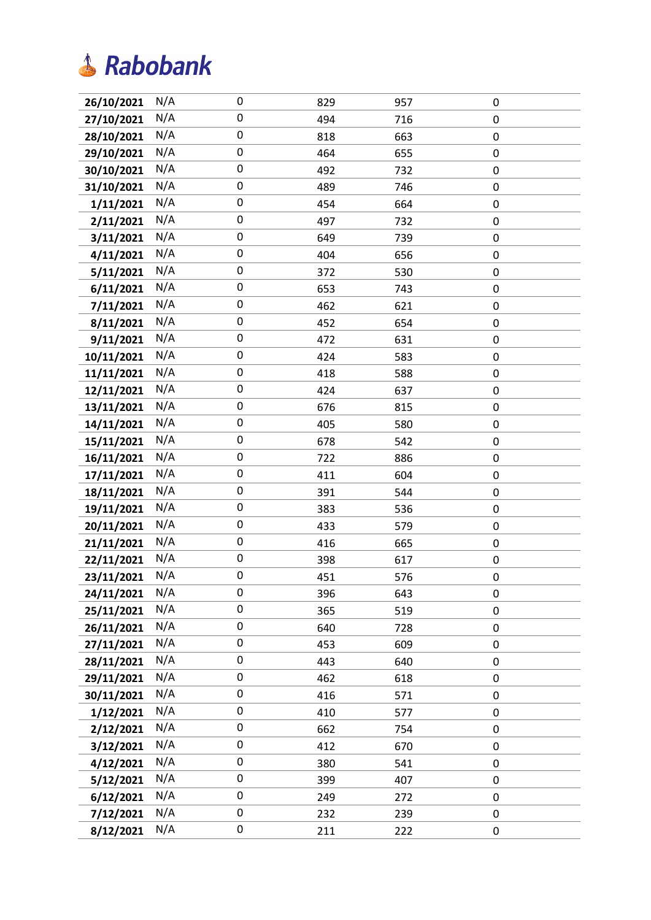| | | | | | |
|---|---|---|---|---|---|
| **26/10/2021** | N/A | 0 | 829 | 957 | 0 |
| **27/10/2021** | N/A | 0 | 494 | 716 | 0 |
| **28/10/2021** | N/A | 0 | 818 | 663 | 0 |
| **29/10/2021** | N/A | 0 | 464 | 655 | 0 |
| **30/10/2021** | N/A | 0 | 492 | 732 | 0 |
| **31/10/2021** | N/A | 0 | 489 | 746 | 0 |
| **1/11/2021** | N/A | 0 | 454 | 664 | 0 |
| **2/11/2021** | N/A | 0 | 497 | 732 | 0 |
| **3/11/2021** | N/A | 0 | 649 | 739 | 0 |
| **4/11/2021** | N/A | 0 | 404 | 656 | 0 |
| **5/11/2021** | N/A | 0 | 372 | 530 | 0 |
| **6/11/2021** | N/A | 0 | 653 | 743 | 0 |
| **7/11/2021** | N/A | 0 | 462 | 621 | 0 |
| **8/11/2021** | N/A | 0 | 452 | 654 | 0 |
| **9/11/2021** | N/A | 0 | 472 | 631 | 0 |
| **10/11/2021** | N/A | 0 | 424 | 583 | 0 |
| **11/11/2021** | N/A | 0 | 418 | 588 | 0 |
| **12/11/2021** | N/A | 0 | 424 | 637 | 0 |
| **13/11/2021** | N/A | 0 | 676 | 815 | 0 |
| **14/11/2021** | N/A | 0 | 405 | 580 | 0 |
| **15/11/2021** | N/A | 0 | 678 | 542 | 0 |
| **16/11/2021** | N/A | 0 | 722 | 886 | 0 |
| **17/11/2021** | N/A | 0 | 411 | 604 | 0 |
| **18/11/2021** | N/A | 0 | 391 | 544 | 0 |
| **19/11/2021** | N/A | 0 | 383 | 536 | 0 |
| **20/11/2021** | N/A | 0 | 433 | 579 | 0 |
| **21/11/2021** | N/A | 0 | 416 | 665 | 0 |
| **22/11/2021** | N/A | 0 | 398 | 617 | 0 |
| **23/11/2021** | N/A | 0 | 451 | 576 | 0 |
| **24/11/2021** | N/A | 0 | 396 | 643 | 0 |
| **25/11/2021** | N/A | 0 | 365 | 519 | 0 |
| **26/11/2021** | N/A | 0 | 640 | 728 | 0 |
| **27/11/2021** | N/A | 0 | 453 | 609 | 0 |
| **28/11/2021** | N/A | 0 | 443 | 640 | 0 |
| **29/11/2021** | N/A | 0 | 462 | 618 | 0 |
| **30/11/2021** | N/A | 0 | 416 | 571 | 0 |
| **1/12/2021** | N/A | 0 | 410 | 577 | 0 |
| **2/12/2021** | N/A | 0 | 662 | 754 | 0 |
| **3/12/2021** | N/A | 0 | 412 | 670 | 0 |
| **4/12/2021** | N/A | 0 | 380 | 541 | 0 |
| **5/12/2021** | N/A | 0 | 399 | 407 | 0 |
| **6/12/2021** | N/A | 0 | 249 | 272 | 0 |
| **7/12/2021** | N/A | 0 | 232 | 239 | 0 |
| **8/12/2021** | N/A | 0 | 211 | 222 | 0 |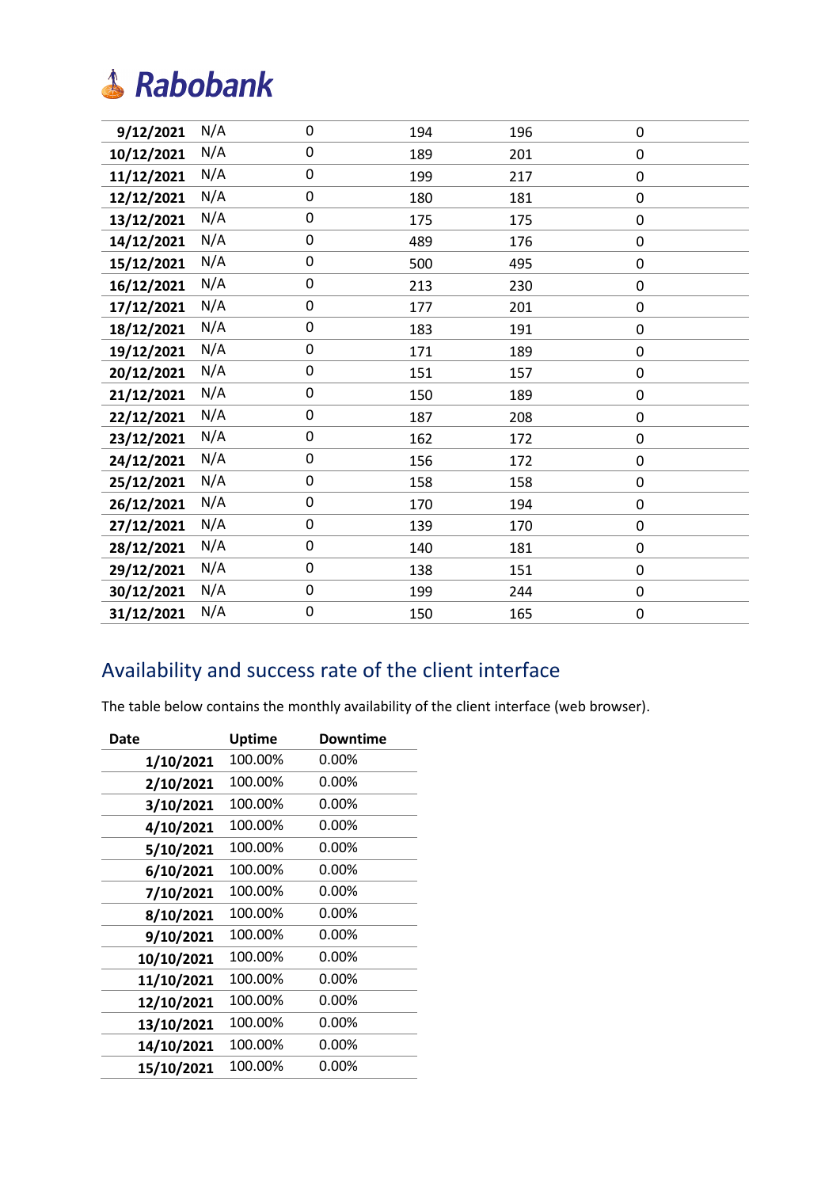| | | | | | |
|---|---|---|---|---|---|
| **9/12/2021** | N/A | 0 | 194 | 196 | 0 |
| **10/12/2021** | N/A | 0 | 189 | 201 | 0 |
| **11/12/2021** | N/A | 0 | 199 | 217 | 0 |
| **12/12/2021** | N/A | 0 | 180 | 181 | 0 |
| **13/12/2021** | N/A | 0 | 175 | 175 | 0 |
| **14/12/2021** | N/A | 0 | 489 | 176 | 0 |
| **15/12/2021** | N/A | 0 | 500 | 495 | 0 |
| **16/12/2021** | N/A | 0 | 213 | 230 | 0 |
| **17/12/2021** | N/A | 0 | 177 | 201 | 0 |
| **18/12/2021** | N/A | 0 | 183 | 191 | 0 |
| **19/12/2021** | N/A | 0 | 171 | 189 | 0 |
| **20/12/2021** | N/A | 0 | 151 | 157 | 0 |
| **21/12/2021** | N/A | 0 | 150 | 189 | 0 |
| **22/12/2021** | N/A | 0 | 187 | 208 | 0 |
| **23/12/2021** | N/A | 0 | 162 | 172 | 0 |
| **24/12/2021** | N/A | 0 | 156 | 172 | 0 |
| **25/12/2021** | N/A | 0 | 158 | 158 | 0 |
| **26/12/2021** | N/A | 0 | 170 | 194 | 0 |
| **27/12/2021** | N/A | 0 | 139 | 170 | 0 |
| **28/12/2021** | N/A | 0 | 140 | 181 | 0 |
| **29/12/2021** | N/A | 0 | 138 | 151 | 0 |
| **30/12/2021** | N/A | 0 | 199 | 244 | 0 |
| **31/12/2021** | N/A | 0 | 150 | 165 | 0 |

## Availability and success rate of the client interface

The table below contains the monthly availability of the client interface (web browser).

| Date | Uptime | Downtime |
|---|---|---|
| **1/10/2021** | 100.00% | 0.00% |
| **2/10/2021** | 100.00% | 0.00% |
| **3/10/2021** | 100.00% | 0.00% |
| **4/10/2021** | 100.00% | 0.00% |
| **5/10/2021** | 100.00% | 0.00% |
| **6/10/2021** | 100.00% | 0.00% |
| **7/10/2021** | 100.00% | 0.00% |
| **8/10/2021** | 100.00% | 0.00% |
| **9/10/2021** | 100.00% | 0.00% |
| **10/10/2021** | 100.00% | 0.00% |
| **11/10/2021** | 100.00% | 0.00% |
| **12/10/2021** | 100.00% | 0.00% |
| **13/10/2021** | 100.00% | 0.00% |
| **14/10/2021** | 100.00% | 0.00% |
| **15/10/2021** | 100.00% | 0.00% |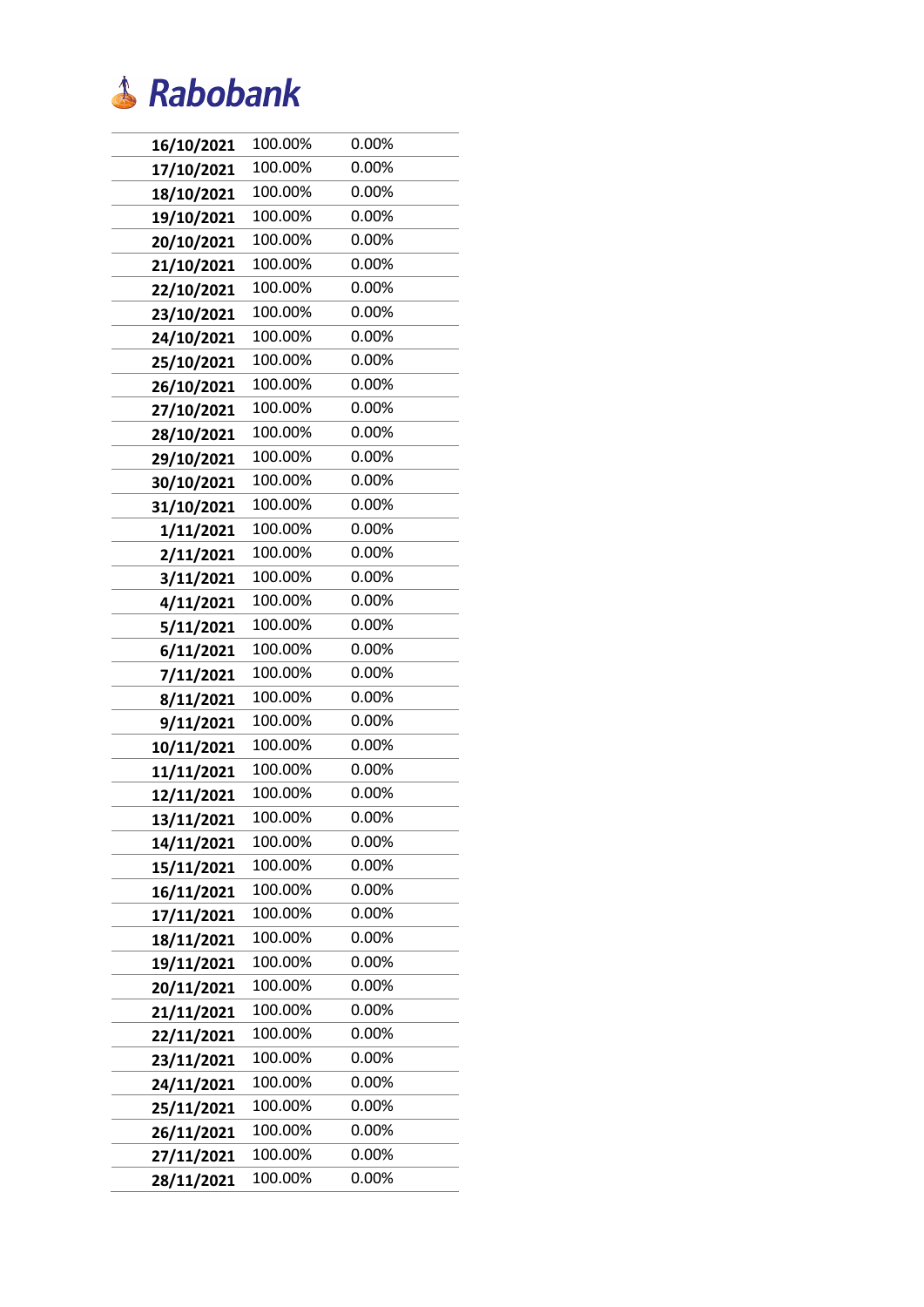**Rabobank**

| | | |
|---|---|---|
| **16/10/2021** | 100.00% | 0.00% |
| **17/10/2021** | 100.00% | 0.00% |
| **18/10/2021** | 100.00% | 0.00% |
| **19/10/2021** | 100.00% | 0.00% |
| **20/10/2021** | 100.00% | 0.00% |
| **21/10/2021** | 100.00% | 0.00% |
| **22/10/2021** | 100.00% | 0.00% |
| **23/10/2021** | 100.00% | 0.00% |
| **24/10/2021** | 100.00% | 0.00% |
| **25/10/2021** | 100.00% | 0.00% |
| **26/10/2021** | 100.00% | 0.00% |
| **27/10/2021** | 100.00% | 0.00% |
| **28/10/2021** | 100.00% | 0.00% |
| **29/10/2021** | 100.00% | 0.00% |
| **30/10/2021** | 100.00% | 0.00% |
| **31/10/2021** | 100.00% | 0.00% |
| **1/11/2021** | 100.00% | 0.00% |
| **2/11/2021** | 100.00% | 0.00% |
| **3/11/2021** | 100.00% | 0.00% |
| **4/11/2021** | 100.00% | 0.00% |
| **5/11/2021** | 100.00% | 0.00% |
| **6/11/2021** | 100.00% | 0.00% |
| **7/11/2021** | 100.00% | 0.00% |
| **8/11/2021** | 100.00% | 0.00% |
| **9/11/2021** | 100.00% | 0.00% |
| **10/11/2021** | 100.00% | 0.00% |
| **11/11/2021** | 100.00% | 0.00% |
| **12/11/2021** | 100.00% | 0.00% |
| **13/11/2021** | 100.00% | 0.00% |
| **14/11/2021** | 100.00% | 0.00% |
| **15/11/2021** | 100.00% | 0.00% |
| **16/11/2021** | 100.00% | 0.00% |
| **17/11/2021** | 100.00% | 0.00% |
| **18/11/2021** | 100.00% | 0.00% |
| **19/11/2021** | 100.00% | 0.00% |
| **20/11/2021** | 100.00% | 0.00% |
| **21/11/2021** | 100.00% | 0.00% |
| **22/11/2021** | 100.00% | 0.00% |
| **23/11/2021** | 100.00% | 0.00% |
| **24/11/2021** | 100.00% | 0.00% |
| **25/11/2021** | 100.00% | 0.00% |
| **26/11/2021** | 100.00% | 0.00% |
| **27/11/2021** | 100.00% | 0.00% |
| **28/11/2021** | 100.00% | 0.00% |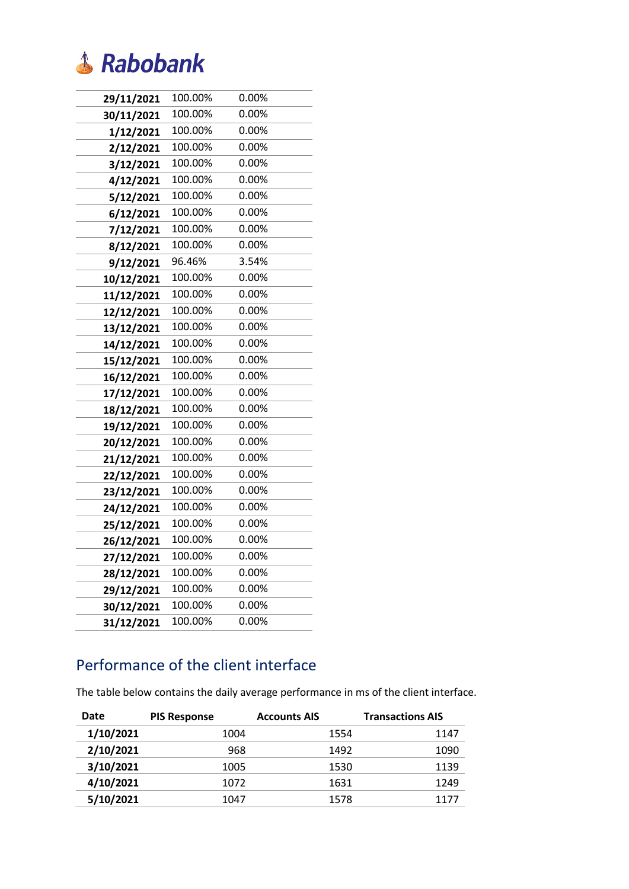| | | |
|---|---|---|
| **29/11/2021** | 100.00% | 0.00% |
| **30/11/2021** | 100.00% | 0.00% |
| **1/12/2021** | 100.00% | 0.00% |
| **2/12/2021** | 100.00% | 0.00% |
| **3/12/2021** | 100.00% | 0.00% |
| **4/12/2021** | 100.00% | 0.00% |
| **5/12/2021** | 100.00% | 0.00% |
| **6/12/2021** | 100.00% | 0.00% |
| **7/12/2021** | 100.00% | 0.00% |
| **8/12/2021** | 100.00% | 0.00% |
| **9/12/2021** | 96.46% | 3.54% |
| **10/12/2021** | 100.00% | 0.00% |
| **11/12/2021** | 100.00% | 0.00% |
| **12/12/2021** | 100.00% | 0.00% |
| **13/12/2021** | 100.00% | 0.00% |
| **14/12/2021** | 100.00% | 0.00% |
| **15/12/2021** | 100.00% | 0.00% |
| **16/12/2021** | 100.00% | 0.00% |
| **17/12/2021** | 100.00% | 0.00% |
| **18/12/2021** | 100.00% | 0.00% |
| **19/12/2021** | 100.00% | 0.00% |
| **20/12/2021** | 100.00% | 0.00% |
| **21/12/2021** | 100.00% | 0.00% |
| **22/12/2021** | 100.00% | 0.00% |
| **23/12/2021** | 100.00% | 0.00% |
| **24/12/2021** | 100.00% | 0.00% |
| **25/12/2021** | 100.00% | 0.00% |
| **26/12/2021** | 100.00% | 0.00% |
| **27/12/2021** | 100.00% | 0.00% |
| **28/12/2021** | 100.00% | 0.00% |
| **29/12/2021** | 100.00% | 0.00% |
| **30/12/2021** | 100.00% | 0.00% |
| **31/12/2021** | 100.00% | 0.00% |

## Performance of the client interface

The table below contains the daily average performance in ms of the client interface.

| Date | PIS Response | Accounts AIS | Transactions AIS |
|---|---|---|---|
| **1/10/2021** | 1004 | 1554 | 1147 |
| **2/10/2021** | 968 | 1492 | 1090 |
| **3/10/2021** | 1005 | 1530 | 1139 |
| **4/10/2021** | 1072 | 1631 | 1249 |
| **5/10/2021** | 1047 | 1578 | 1177 |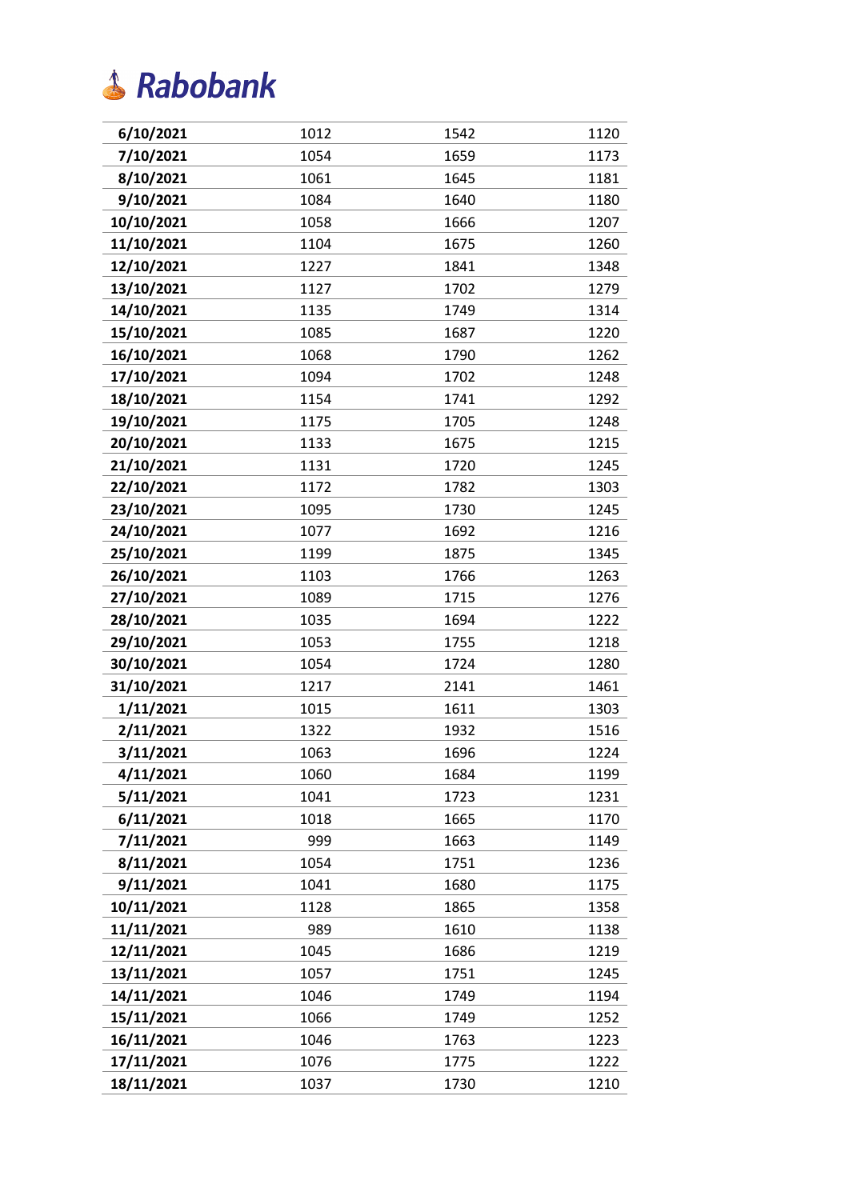# Rabobank

| | | | |
|---|---|---|---|
| 6/10/2021 | 1012 | 1542 | 1120 |
| 7/10/2021 | 1054 | 1659 | 1173 |
| 8/10/2021 | 1061 | 1645 | 1181 |
| 9/10/2021 | 1084 | 1640 | 1180 |
| 10/10/2021 | 1058 | 1666 | 1207 |
| 11/10/2021 | 1104 | 1675 | 1260 |
| 12/10/2021 | 1227 | 1841 | 1348 |
| 13/10/2021 | 1127 | 1702 | 1279 |
| 14/10/2021 | 1135 | 1749 | 1314 |
| 15/10/2021 | 1085 | 1687 | 1220 |
| 16/10/2021 | 1068 | 1790 | 1262 |
| 17/10/2021 | 1094 | 1702 | 1248 |
| 18/10/2021 | 1154 | 1741 | 1292 |
| 19/10/2021 | 1175 | 1705 | 1248 |
| 20/10/2021 | 1133 | 1675 | 1215 |
| 21/10/2021 | 1131 | 1720 | 1245 |
| 22/10/2021 | 1172 | 1782 | 1303 |
| 23/10/2021 | 1095 | 1730 | 1245 |
| 24/10/2021 | 1077 | 1692 | 1216 |
| 25/10/2021 | 1199 | 1875 | 1345 |
| 26/10/2021 | 1103 | 1766 | 1263 |
| 27/10/2021 | 1089 | 1715 | 1276 |
| 28/10/2021 | 1035 | 1694 | 1222 |
| 29/10/2021 | 1053 | 1755 | 1218 |
| 30/10/2021 | 1054 | 1724 | 1280 |
| 31/10/2021 | 1217 | 2141 | 1461 |
| 1/11/2021 | 1015 | 1611 | 1303 |
| 2/11/2021 | 1322 | 1932 | 1516 |
| 3/11/2021 | 1063 | 1696 | 1224 |
| 4/11/2021 | 1060 | 1684 | 1199 |
| 5/11/2021 | 1041 | 1723 | 1231 |
| 6/11/2021 | 1018 | 1665 | 1170 |
| 7/11/2021 | 999 | 1663 | 1149 |
| 8/11/2021 | 1054 | 1751 | 1236 |
| 9/11/2021 | 1041 | 1680 | 1175 |
| 10/11/2021 | 1128 | 1865 | 1358 |
| 11/11/2021 | 989 | 1610 | 1138 |
| 12/11/2021 | 1045 | 1686 | 1219 |
| 13/11/2021 | 1057 | 1751 | 1245 |
| 14/11/2021 | 1046 | 1749 | 1194 |
| 15/11/2021 | 1066 | 1749 | 1252 |
| 16/11/2021 | 1046 | 1763 | 1223 |
| 17/11/2021 | 1076 | 1775 | 1222 |
| 18/11/2021 | 1037 | 1730 | 1210 |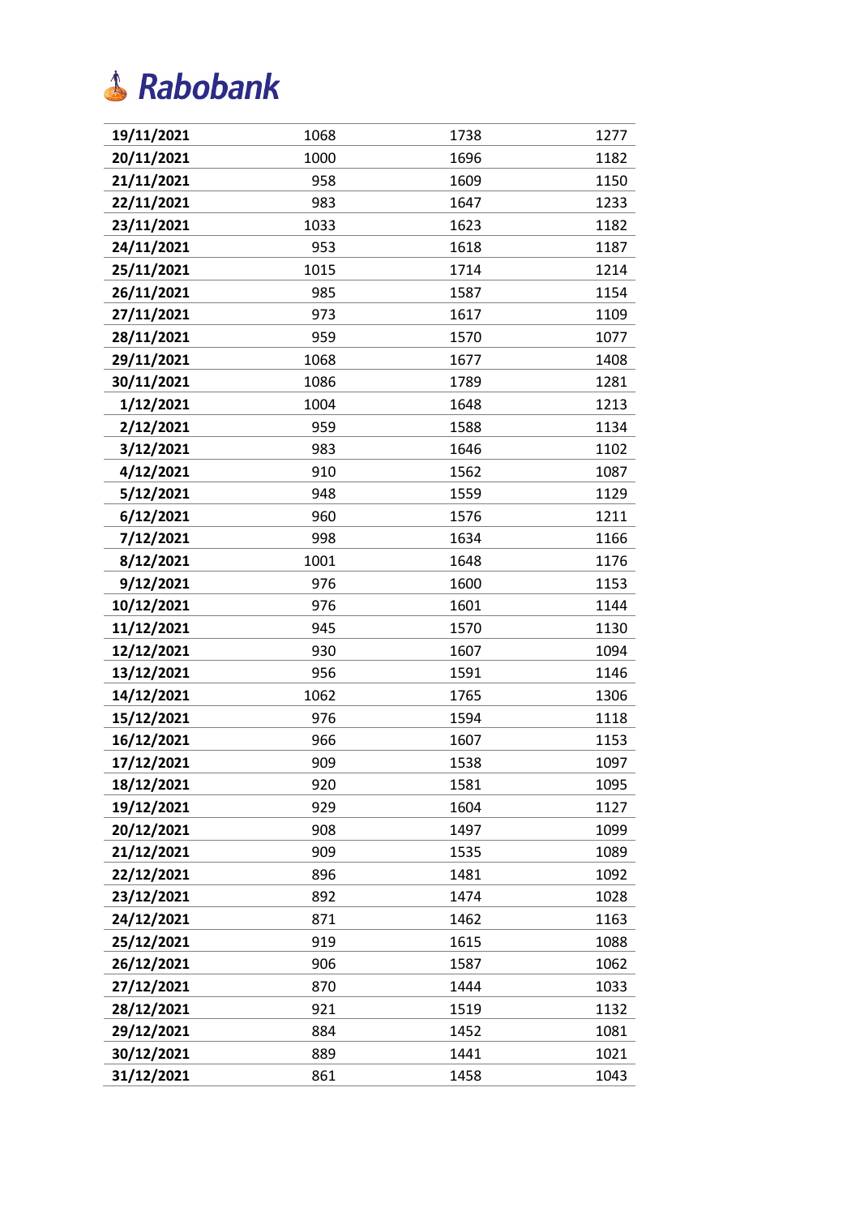| | | | |
|---|---|---|---|
| **19/11/2021** | 1068 | 1738 | 1277 |
| **20/11/2021** | 1000 | 1696 | 1182 |
| **21/11/2021** | 958 | 1609 | 1150 |
| **22/11/2021** | 983 | 1647 | 1233 |
| **23/11/2021** | 1033 | 1623 | 1182 |
| **24/11/2021** | 953 | 1618 | 1187 |
| **25/11/2021** | 1015 | 1714 | 1214 |
| **26/11/2021** | 985 | 1587 | 1154 |
| **27/11/2021** | 973 | 1617 | 1109 |
| **28/11/2021** | 959 | 1570 | 1077 |
| **29/11/2021** | 1068 | 1677 | 1408 |
| **30/11/2021** | 1086 | 1789 | 1281 |
| **1/12/2021** | 1004 | 1648 | 1213 |
| **2/12/2021** | 959 | 1588 | 1134 |
| **3/12/2021** | 983 | 1646 | 1102 |
| **4/12/2021** | 910 | 1562 | 1087 |
| **5/12/2021** | 948 | 1559 | 1129 |
| **6/12/2021** | 960 | 1576 | 1211 |
| **7/12/2021** | 998 | 1634 | 1166 |
| **8/12/2021** | 1001 | 1648 | 1176 |
| **9/12/2021** | 976 | 1600 | 1153 |
| **10/12/2021** | 976 | 1601 | 1144 |
| **11/12/2021** | 945 | 1570 | 1130 |
| **12/12/2021** | 930 | 1607 | 1094 |
| **13/12/2021** | 956 | 1591 | 1146 |
| **14/12/2021** | 1062 | 1765 | 1306 |
| **15/12/2021** | 976 | 1594 | 1118 |
| **16/12/2021** | 966 | 1607 | 1153 |
| **17/12/2021** | 909 | 1538 | 1097 |
| **18/12/2021** | 920 | 1581 | 1095 |
| **19/12/2021** | 929 | 1604 | 1127 |
| **20/12/2021** | 908 | 1497 | 1099 |
| **21/12/2021** | 909 | 1535 | 1089 |
| **22/12/2021** | 896 | 1481 | 1092 |
| **23/12/2021** | 892 | 1474 | 1028 |
| **24/12/2021** | 871 | 1462 | 1163 |
| **25/12/2021** | 919 | 1615 | 1088 |
| **26/12/2021** | 906 | 1587 | 1062 |
| **27/12/2021** | 870 | 1444 | 1033 |
| **28/12/2021** | 921 | 1519 | 1132 |
| **29/12/2021** | 884 | 1452 | 1081 |
| **30/12/2021** | 889 | 1441 | 1021 |
| **31/12/2021** | 861 | 1458 | 1043 |